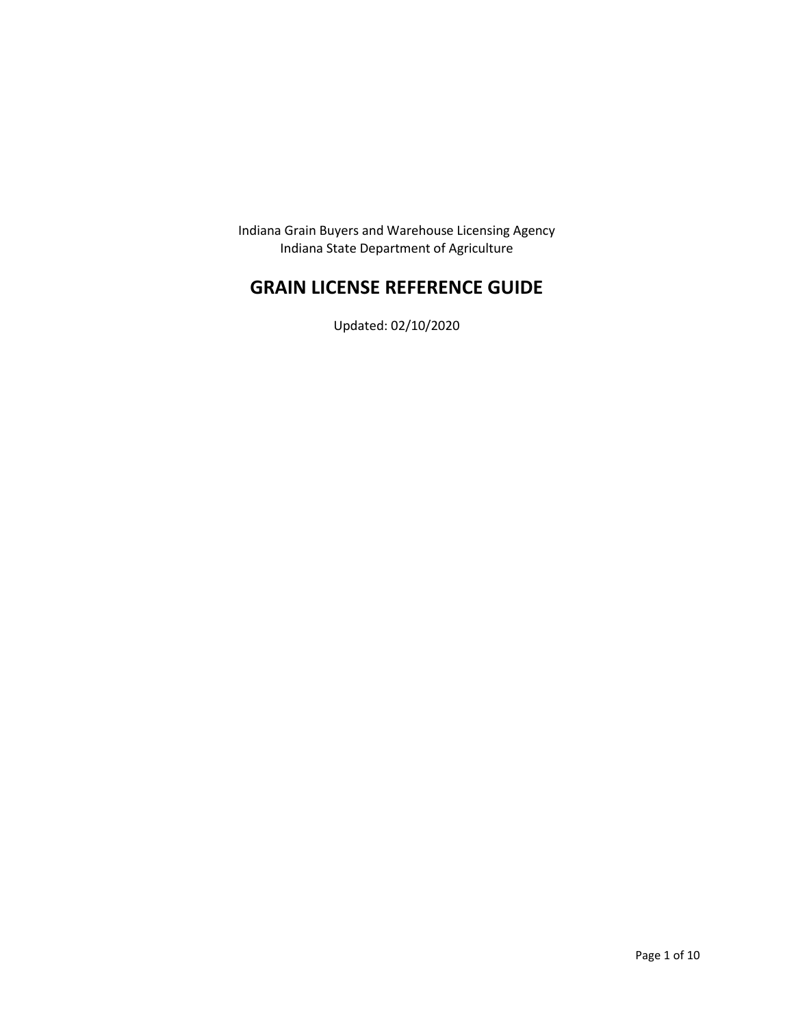Indiana Grain Buyers and Warehouse Licensing Agency
Indiana State Department of Agriculture

# GRAIN LICENSE REFERENCE GUIDE

Updated: 02/10/2020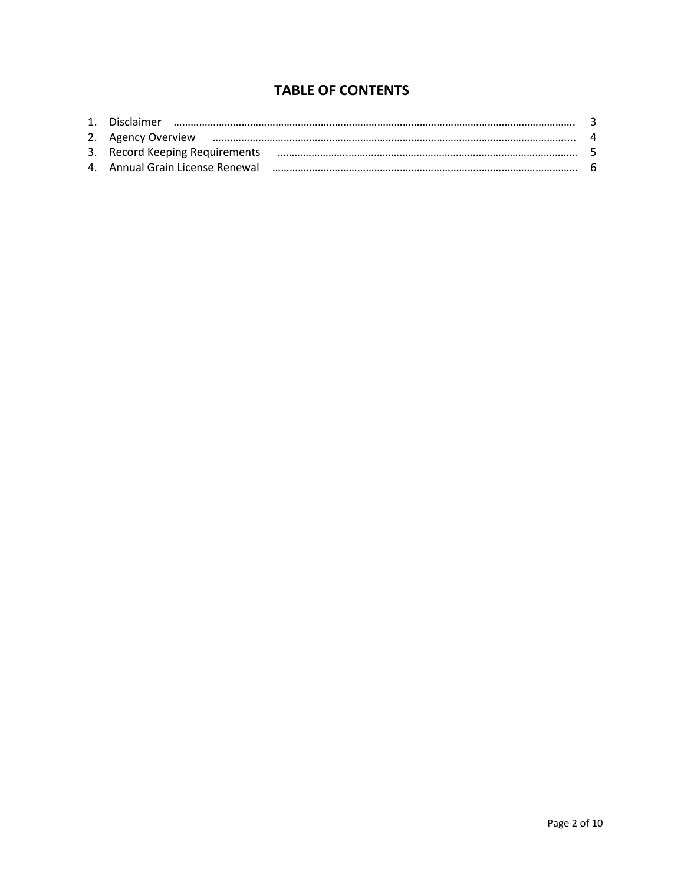# TABLE OF CONTENTS

1. Disclaimer ………………………………………………………………………………………………………………………. 3
2. Agency Overview ……………………………………………………………………………………………………………... 4
3. Record Keeping Requirements ……………………………………………………………………………………… 5
4. Annual Grain License Renewal ……………………………………………………………………………………… 6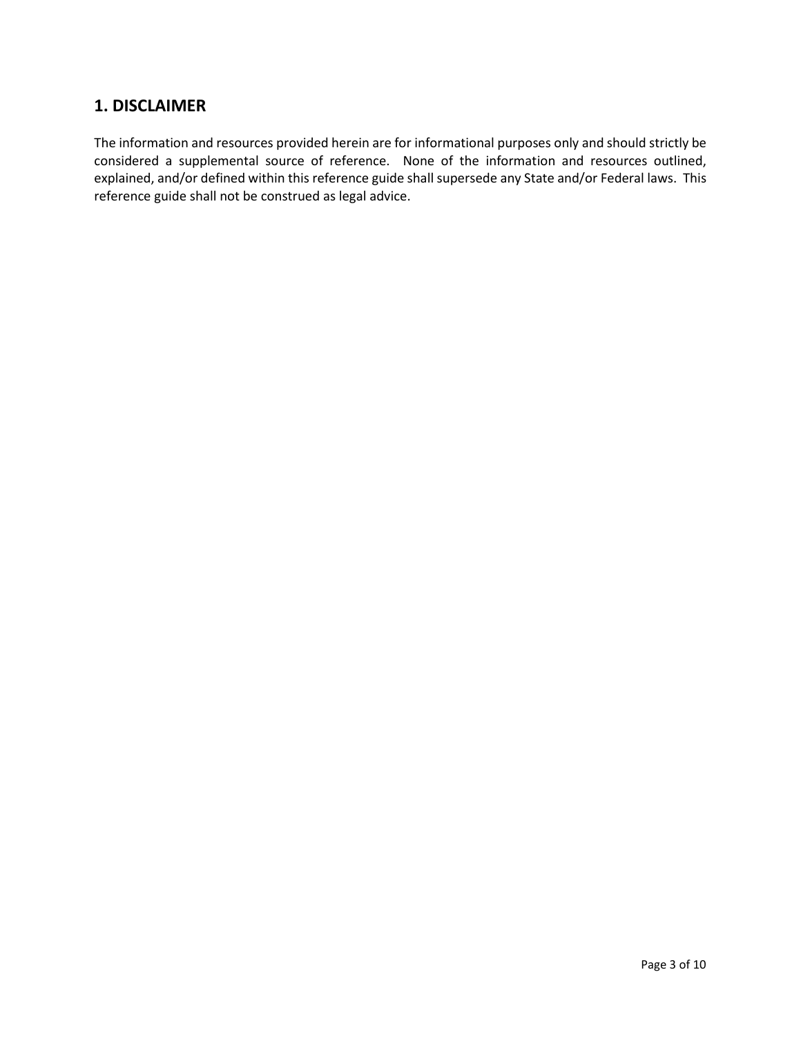## 1. DISCLAIMER

The information and resources provided herein are for informational purposes only and should strictly be considered a supplemental source of reference. None of the information and resources outlined, explained, and/or defined within this reference guide shall supersede any State and/or Federal laws. This reference guide shall not be construed as legal advice.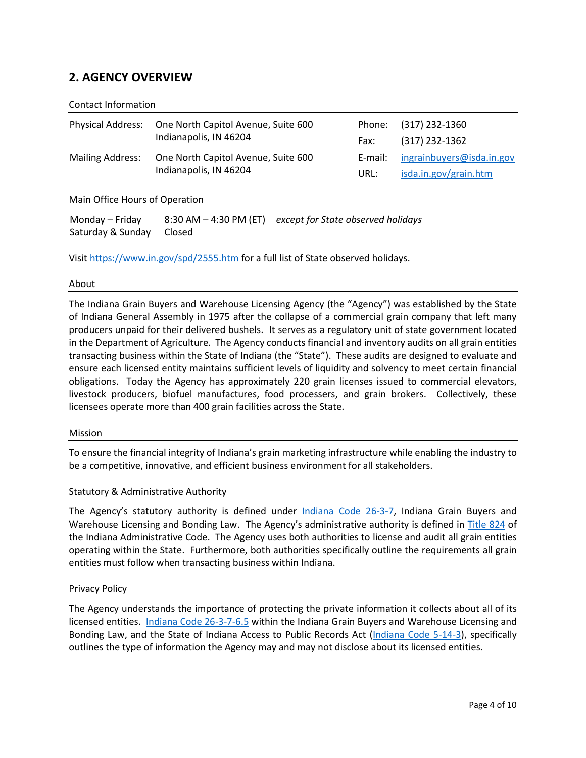## 2. AGENCY OVERVIEW

### Contact Information

| | | | |
|---|---|---|---|
| Physical Address: | One North Capitol Avenue, Suite 600<br>Indianapolis, IN 46204 | Phone:<br>Fax: | (317) 232-1360<br>(317) 232-1362 |
| Mailing Address: | One North Capitol Avenue, Suite 600<br>Indianapolis, IN 46204 | E-mail:<br>URL: | ingrainbuyers@isda.in.gov<br>isda.in.gov/grain.htm |

### Main Office Hours of Operation

| | | |
|---|---|---|
| Monday – Friday | 8:30 AM – 4:30 PM (ET) | *except for State observed holidays* |
| Saturday & Sunday | Closed | |

Visit https://www.in.gov/spd/2555.htm for a full list of State observed holidays.

### About

The Indiana Grain Buyers and Warehouse Licensing Agency (the "Agency") was established by the State of Indiana General Assembly in 1975 after the collapse of a commercial grain company that left many producers unpaid for their delivered bushels. It serves as a regulatory unit of state government located in the Department of Agriculture. The Agency conducts financial and inventory audits on all grain entities transacting business within the State of Indiana (the "State"). These audits are designed to evaluate and ensure each licensed entity maintains sufficient levels of liquidity and solvency to meet certain financial obligations. Today the Agency has approximately 220 grain licenses issued to commercial elevators, livestock producers, biofuel manufactures, food processers, and grain brokers. Collectively, these licensees operate more than 400 grain facilities across the State.

### Mission

To ensure the financial integrity of Indiana's grain marketing infrastructure while enabling the industry to be a competitive, innovative, and efficient business environment for all stakeholders.

### Statutory & Administrative Authority

The Agency's statutory authority is defined under Indiana Code 26-3-7, Indiana Grain Buyers and Warehouse Licensing and Bonding Law. The Agency's administrative authority is defined in Title 824 of the Indiana Administrative Code. The Agency uses both authorities to license and audit all grain entities operating within the State. Furthermore, both authorities specifically outline the requirements all grain entities must follow when transacting business within Indiana.

### Privacy Policy

The Agency understands the importance of protecting the private information it collects about all of its licensed entities. Indiana Code 26-3-7-6.5 within the Indiana Grain Buyers and Warehouse Licensing and Bonding Law, and the State of Indiana Access to Public Records Act (Indiana Code 5-14-3), specifically outlines the type of information the Agency may and may not disclose about its licensed entities.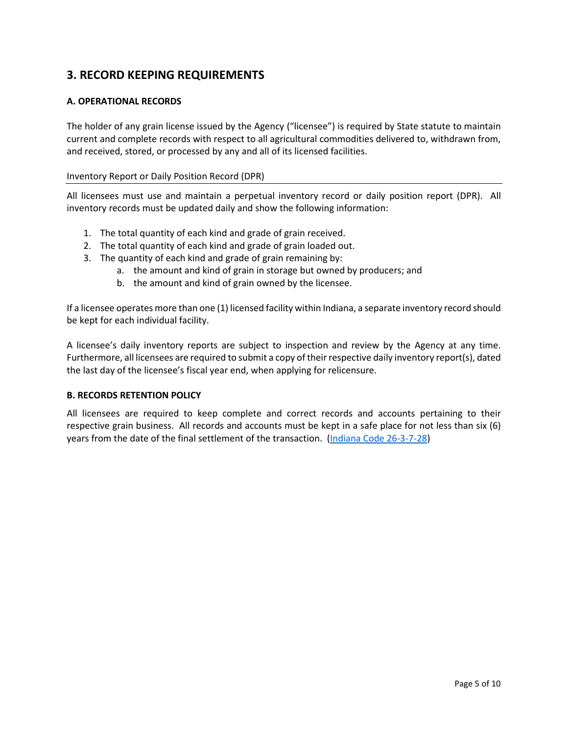## 3. RECORD KEEPING REQUIREMENTS

### A. OPERATIONAL RECORDS

The holder of any grain license issued by the Agency ("licensee") is required by State statute to maintain current and complete records with respect to all agricultural commodities delivered to, withdrawn from, and received, stored, or processed by any and all of its licensed facilities.

#### Inventory Report or Daily Position Record (DPR)

All licensees must use and maintain a perpetual inventory record or daily position report (DPR). All inventory records must be updated daily and show the following information:

1. The total quantity of each kind and grade of grain received.
2. The total quantity of each kind and grade of grain loaded out.
3. The quantity of each kind and grade of grain remaining by:
    a. the amount and kind of grain in storage but owned by producers; and
    b. the amount and kind of grain owned by the licensee.

If a licensee operates more than one (1) licensed facility within Indiana, a separate inventory record should be kept for each individual facility.

A licensee's daily inventory reports are subject to inspection and review by the Agency at any time. Furthermore, all licensees are required to submit a copy of their respective daily inventory report(s), dated the last day of the licensee's fiscal year end, when applying for relicensure.

### B. RECORDS RETENTION POLICY

All licensees are required to keep complete and correct records and accounts pertaining to their respective grain business. All records and accounts must be kept in a safe place for not less than six (6) years from the date of the final settlement of the transaction. (Indiana Code 26-3-7-28)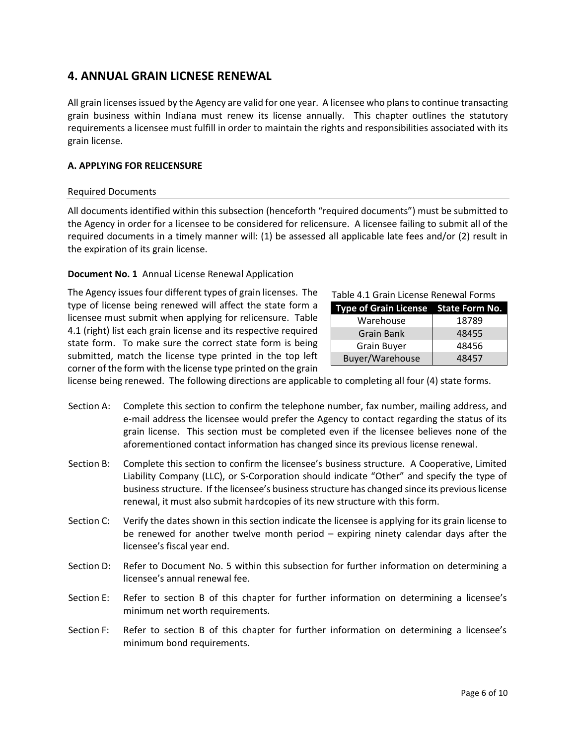## 4. ANNUAL GRAIN LICNESE RENEWAL

All grain licenses issued by the Agency are valid for one year. A licensee who plans to continue transacting grain business within Indiana must renew its license annually. This chapter outlines the statutory requirements a licensee must fulfill in order to maintain the rights and responsibilities associated with its grain license.

### A. APPLYING FOR RELICENSURE

#### Required Documents

All documents identified within this subsection (henceforth "required documents") must be submitted to the Agency in order for a licensee to be considered for relicensure. A licensee failing to submit all of the required documents in a timely manner will: (1) be assessed all applicable late fees and/or (2) result in the expiration of its grain license.

**Document No. 1** Annual License Renewal Application

The Agency issues four different types of grain licenses. The type of license being renewed will affect the state form a licensee must submit when applying for relicensure. Table 4.1 (right) list each grain license and its respective required state form. To make sure the correct state form is being submitted, match the license type printed in the top left corner of the form with the license type printed on the grain license being renewed. The following directions are applicable to completing all four (4) state forms.

Table 4.1 Grain License Renewal Forms

| Type of Grain License | State Form No. |
|---|---|
| Warehouse | 18789 |
| Grain Bank | 48455 |
| Grain Buyer | 48456 |
| Buyer/Warehouse | 48457 |

- Section A: Complete this section to confirm the telephone number, fax number, mailing address, and e-mail address the licensee would prefer the Agency to contact regarding the status of its grain license. This section must be completed even if the licensee believes none of the aforementioned contact information has changed since its previous license renewal.
- Section B: Complete this section to confirm the licensee's business structure. A Cooperative, Limited Liability Company (LLC), or S-Corporation should indicate "Other" and specify the type of business structure. If the licensee's business structure has changed since its previous license renewal, it must also submit hardcopies of its new structure with this form.
- Section C: Verify the dates shown in this section indicate the licensee is applying for its grain license to be renewed for another twelve month period – expiring ninety calendar days after the licensee's fiscal year end.
- Section D: Refer to Document No. 5 within this subsection for further information on determining a licensee's annual renewal fee.
- Section E: Refer to section B of this chapter for further information on determining a licensee's minimum net worth requirements.
- Section F: Refer to section B of this chapter for further information on determining a licensee's minimum bond requirements.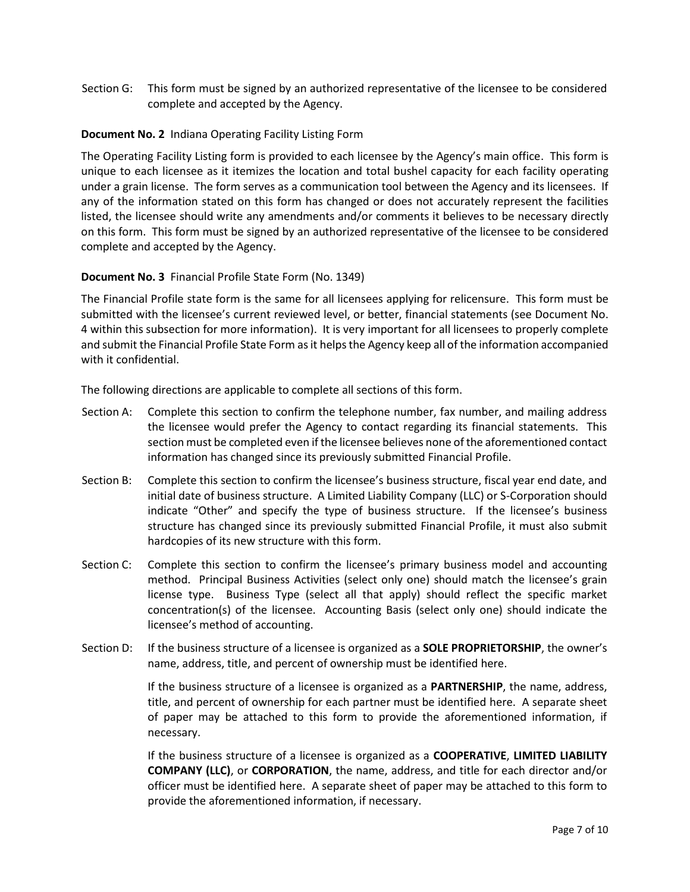Section G: This form must be signed by an authorized representative of the licensee to be considered complete and accepted by the Agency.

**Document No. 2** Indiana Operating Facility Listing Form

The Operating Facility Listing form is provided to each licensee by the Agency's main office. This form is unique to each licensee as it itemizes the location and total bushel capacity for each facility operating under a grain license. The form serves as a communication tool between the Agency and its licensees. If any of the information stated on this form has changed or does not accurately represent the facilities listed, the licensee should write any amendments and/or comments it believes to be necessary directly on this form. This form must be signed by an authorized representative of the licensee to be considered complete and accepted by the Agency.

**Document No. 3** Financial Profile State Form (No. 1349)

The Financial Profile state form is the same for all licensees applying for relicensure. This form must be submitted with the licensee's current reviewed level, or better, financial statements (see Document No. 4 within this subsection for more information). It is very important for all licensees to properly complete and submit the Financial Profile State Form as it helps the Agency keep all of the information accompanied with it confidential.

The following directions are applicable to complete all sections of this form.

Section A: Complete this section to confirm the telephone number, fax number, and mailing address the licensee would prefer the Agency to contact regarding its financial statements. This section must be completed even if the licensee believes none of the aforementioned contact information has changed since its previously submitted Financial Profile.

Section B: Complete this section to confirm the licensee's business structure, fiscal year end date, and initial date of business structure. A Limited Liability Company (LLC) or S-Corporation should indicate "Other" and specify the type of business structure. If the licensee's business structure has changed since its previously submitted Financial Profile, it must also submit hardcopies of its new structure with this form.

Section C: Complete this section to confirm the licensee's primary business model and accounting method. Principal Business Activities (select only one) should match the licensee's grain license type. Business Type (select all that apply) should reflect the specific market concentration(s) of the licensee. Accounting Basis (select only one) should indicate the licensee's method of accounting.

Section D: If the business structure of a licensee is organized as a **SOLE PROPRIETORSHIP**, the owner's name, address, title, and percent of ownership must be identified here.

If the business structure of a licensee is organized as a **PARTNERSHIP**, the name, address, title, and percent of ownership for each partner must be identified here. A separate sheet of paper may be attached to this form to provide the aforementioned information, if necessary.

If the business structure of a licensee is organized as a **COOPERATIVE**, **LIMITED LIABILITY COMPANY (LLC)**, or **CORPORATION**, the name, address, and title for each director and/or officer must be identified here. A separate sheet of paper may be attached to this form to provide the aforementioned information, if necessary.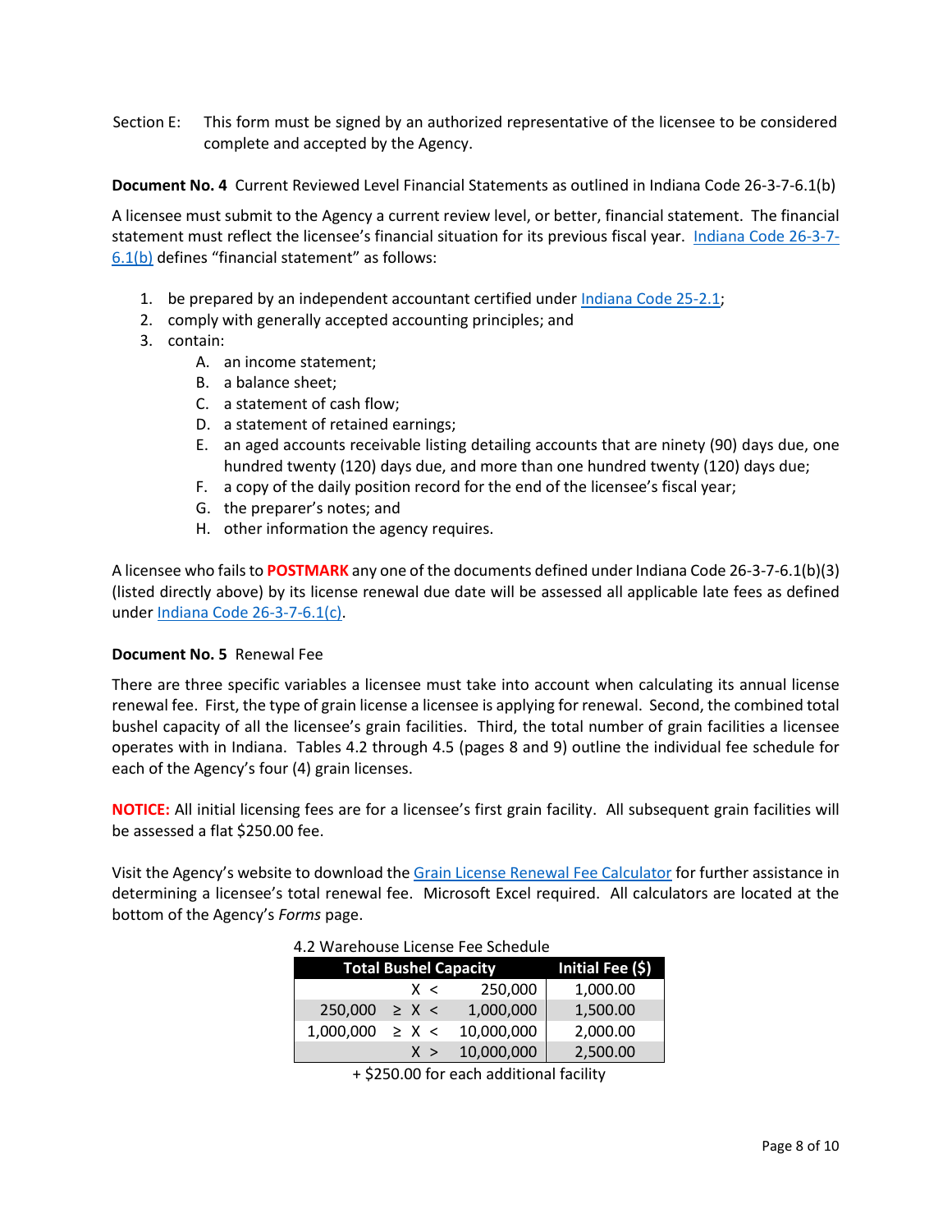Section E: This form must be signed by an authorized representative of the licensee to be considered complete and accepted by the Agency.

**Document No. 4** Current Reviewed Level Financial Statements as outlined in Indiana Code 26-3-7-6.1(b)

A licensee must submit to the Agency a current review level, or better, financial statement. The financial statement must reflect the licensee's financial situation for its previous fiscal year. Indiana Code 26-3-7-6.1(b) defines "financial statement" as follows:

1. be prepared by an independent accountant certified under Indiana Code 25-2.1;
2. comply with generally accepted accounting principles; and
3. contain:
   - A. an income statement;
   - B. a balance sheet;
   - C. a statement of cash flow;
   - D. a statement of retained earnings;
   - E. an aged accounts receivable listing detailing accounts that are ninety (90) days due, one hundred twenty (120) days due, and more than one hundred twenty (120) days due;
   - F. a copy of the daily position record for the end of the licensee's fiscal year;
   - G. the preparer's notes; and
   - H. other information the agency requires.

A licensee who fails to **POSTMARK** any one of the documents defined under Indiana Code 26-3-7-6.1(b)(3) (listed directly above) by its license renewal due date will be assessed all applicable late fees as defined under Indiana Code 26-3-7-6.1(c).

**Document No. 5** Renewal Fee

There are three specific variables a licensee must take into account when calculating its annual license renewal fee. First, the type of grain license a licensee is applying for renewal. Second, the combined total bushel capacity of all the licensee's grain facilities. Third, the total number of grain facilities a licensee operates with in Indiana. Tables 4.2 through 4.5 (pages 8 and 9) outline the individual fee schedule for each of the Agency's four (4) grain licenses.

**NOTICE:** All initial licensing fees are for a licensee's first grain facility. All subsequent grain facilities will be assessed a flat $250.00 fee.

Visit the Agency's website to download the Grain License Renewal Fee Calculator for further assistance in determining a licensee's total renewal fee. Microsoft Excel required. All calculators are located at the bottom of the Agency's *Forms* page.

4.2 Warehouse License Fee Schedule

| Total Bushel Capacity | Initial Fee ($) |
|---|---|
| X < 250,000 | 1,000.00 |
| 250,000 ≥ X < 1,000,000 | 1,500.00 |
| 1,000,000 ≥ X < 10,000,000 | 2,000.00 |
| X > 10,000,000 | 2,500.00 |

+ $250.00 for each additional facility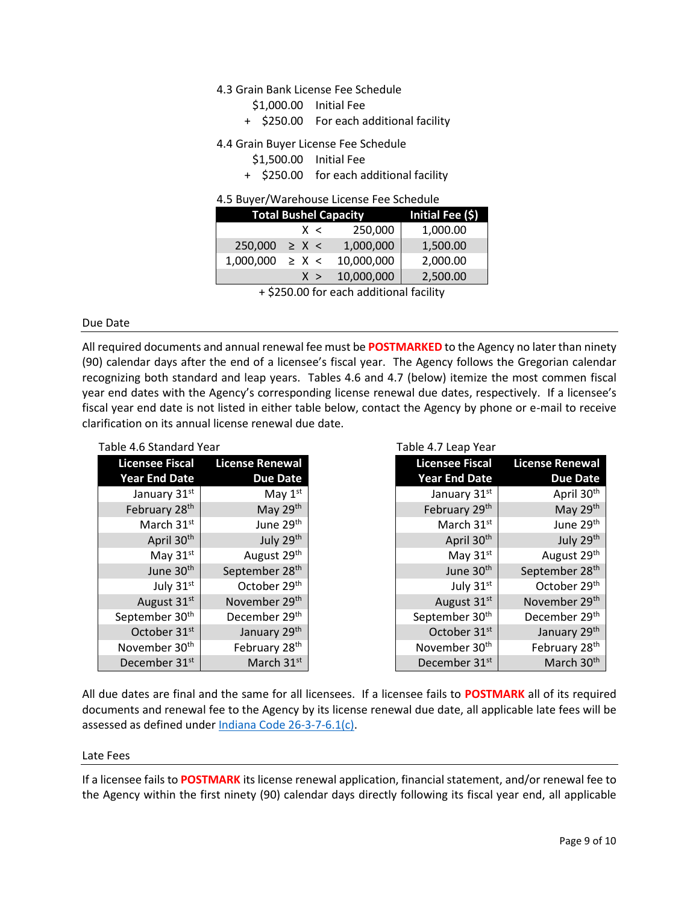4.3 Grain Bank License Fee Schedule

$1,000.00 Initial Fee

\+ $250.00 For each additional facility

4.4 Grain Buyer License Fee Schedule

$1,500.00 Initial Fee

\+ $250.00 for each additional facility

4.5 Buyer/Warehouse License Fee Schedule

| Total Bushel Capacity | Initial Fee ($) |
|---|---|
| X < 250,000 | 1,000.00 |
| 250,000 ≥ X < 1,000,000 | 1,500.00 |
| 1,000,000 ≥ X < 10,000,000 | 2,000.00 |
| X > 10,000,000 | 2,500.00 |

\+ $250.00 for each additional facility

## Due Date

All required documents and annual renewal fee must be **POSTMARKED** to the Agency no later than ninety (90) calendar days after the end of a licensee's fiscal year. The Agency follows the Gregorian calendar recognizing both standard and leap years. Tables 4.6 and 4.7 (below) itemize the most commen fiscal year end dates with the Agency's corresponding license renewal due dates, respectively. If a licensee's fiscal year end date is not listed in either table below, contact the Agency by phone or e-mail to receive clarification on its annual license renewal due date.

Table 4.6 Standard Year

| Licensee Fiscal Year End Date | License Renewal Due Date |
|---|---|
| January 31st | May 1st |
| February 28th | May 29th |
| March 31st | June 29th |
| April 30th | July 29th |
| May 31st | August 29th |
| June 30th | September 28th |
| July 31st | October 29th |
| August 31st | November 29th |
| September 30th | December 29th |
| October 31st | January 29th |
| November 30th | February 28th |
| December 31st | March 31st |

Table 4.7 Leap Year

| Licensee Fiscal Year End Date | License Renewal Due Date |
|---|---|
| January 31st | April 30th |
| February 29th | May 29th |
| March 31st | June 29th |
| April 30th | July 29th |
| May 31st | August 29th |
| June 30th | September 28th |
| July 31st | October 29th |
| August 31st | November 29th |
| September 30th | December 29th |
| October 31st | January 29th |
| November 30th | February 28th |
| December 31st | March 30th |

All due dates are final and the same for all licensees. If a licensee fails to **POSTMARK** all of its required documents and renewal fee to the Agency by its license renewal due date, all applicable late fees will be assessed as defined under Indiana Code 26-3-7-6.1(c).

## Late Fees

If a licensee fails to **POSTMARK** its license renewal application, financial statement, and/or renewal fee to the Agency within the first ninety (90) calendar days directly following its fiscal year end, all applicable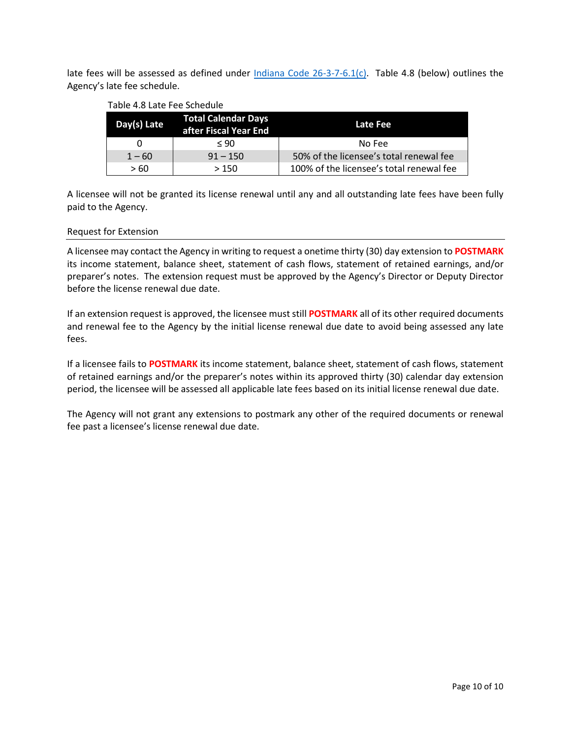late fees will be assessed as defined under [Indiana Code 26-3-7-6.1(c)](). Table 4.8 (below) outlines the Agency's late fee schedule.

Table 4.8 Late Fee Schedule

| Day(s) Late | Total Calendar Days after Fiscal Year End | Late Fee |
|---|---|---|
| 0 | ≤ 90 | No Fee |
| 1 – 60 | 91 – 150 | 50% of the licensee's total renewal fee |
| > 60 | > 150 | 100% of the licensee's total renewal fee |

A licensee will not be granted its license renewal until any and all outstanding late fees have been fully paid to the Agency.

### Request for Extension

A licensee may contact the Agency in writing to request a onetime thirty (30) day extension to **POSTMARK** its income statement, balance sheet, statement of cash flows, statement of retained earnings, and/or preparer's notes. The extension request must be approved by the Agency's Director or Deputy Director before the license renewal due date.

If an extension request is approved, the licensee must still **POSTMARK** all of its other required documents and renewal fee to the Agency by the initial license renewal due date to avoid being assessed any late fees.

If a licensee fails to **POSTMARK** its income statement, balance sheet, statement of cash flows, statement of retained earnings and/or the preparer's notes within its approved thirty (30) calendar day extension period, the licensee will be assessed all applicable late fees based on its initial license renewal due date.

The Agency will not grant any extensions to postmark any other of the required documents or renewal fee past a licensee's license renewal due date.